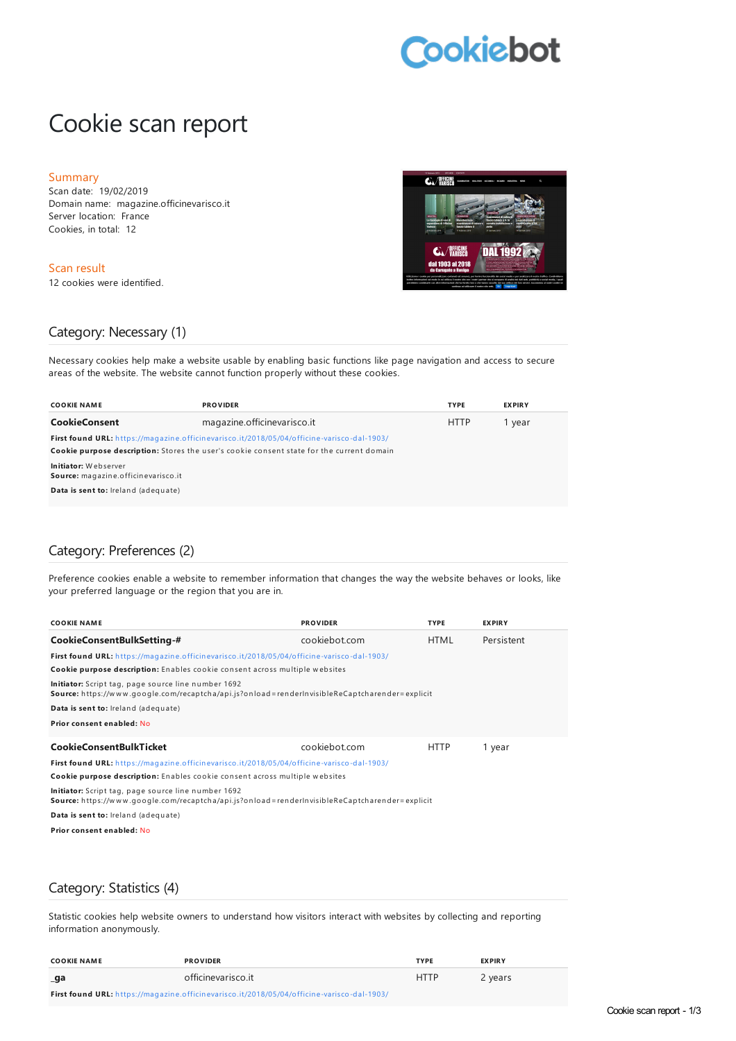# Cookie scan report

## Summary

Scan date: 19/02/2019
Domain name: magazine.officinevarisco.it
Server location: France
Cookies, in total: 12

## Scan result

12 cookies were identified.

## Category: Necessary (1)

Necessary cookies help make a website usable by enabling basic functions like page navigation and access to secure areas of the website. The website cannot function properly without these cookies.

| COOKIE NAME | PROVIDER | TYPE | EXPIRY |
|---|---|---|---|
| **CookieConsent** | magazine.officinevarisco.it | HTTP | 1 year |

**First found URL:** https://magazine.officinevarisco.it/2018/05/04/officine-varisco-dal-1903/
**Cookie purpose description:** Stores the user's cookie consent state for the current domain
**Initiator:** Webserver
**Source:** magazine.officinevarisco.it
**Data is sent to:** Ireland (adequate)

## Category: Preferences (2)

Preference cookies enable a website to remember information that changes the way the website behaves or looks, like your preferred language or the region that you are in.

| COOKIE NAME | PROVIDER | TYPE | EXPIRY |
|---|---|---|---|
| **CookieConsentBulkSetting-#** | cookiebot.com | HTML | Persistent |

**First found URL:** https://magazine.officinevarisco.it/2018/05/04/officine-varisco-dal-1903/
**Cookie purpose description:** Enables cookie consent across multiple websites
**Initiator:** Script tag, page source line number 1692
**Source:** https://www.google.com/recaptcha/api.js?onload=renderInvisibleReCaptcharender=explicit
**Data is sent to:** Ireland (adequate)
**Prior consent enabled:** No

| COOKIE NAME | PROVIDER | TYPE | EXPIRY |
|---|---|---|---|
| **CookieConsentBulkTicket** | cookiebot.com | HTTP | 1 year |

**First found URL:** https://magazine.officinevarisco.it/2018/05/04/officine-varisco-dal-1903/
**Cookie purpose description:** Enables cookie consent across multiple websites
**Initiator:** Script tag, page source line number 1692
**Source:** https://www.google.com/recaptcha/api.js?onload=renderInvisibleReCaptcharender=explicit
**Data is sent to:** Ireland (adequate)
**Prior consent enabled:** No

## Category: Statistics (4)

Statistic cookies help website owners to understand how visitors interact with websites by collecting and reporting information anonymously.

| COOKIE NAME | PROVIDER | TYPE | EXPIRY |
|---|---|---|---|
| **_ga** | officinevarisco.it | HTTP | 2 years |

**First found URL:** https://magazine.officinevarisco.it/2018/05/04/officine-varisco-dal-1903/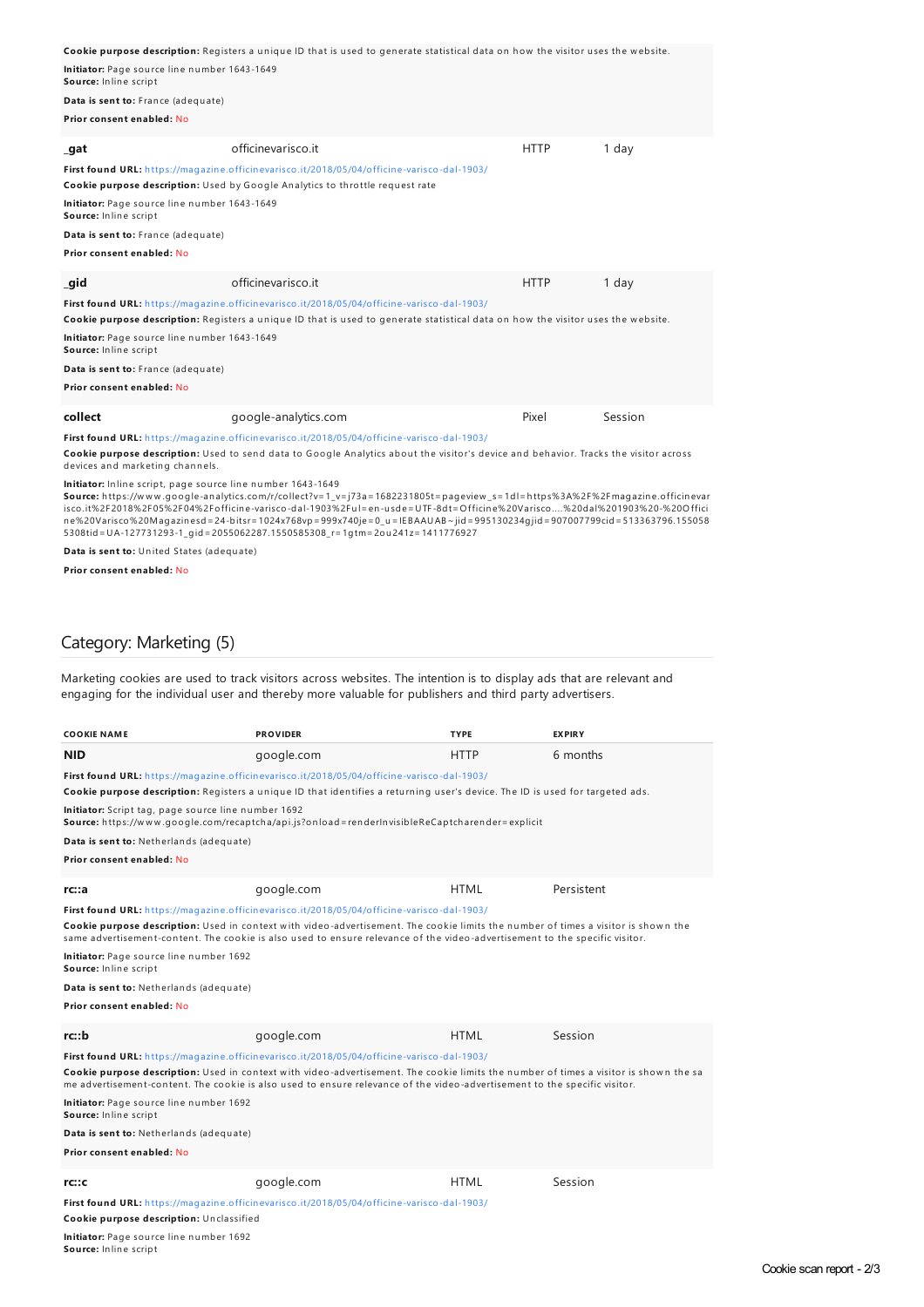**Cookie purpose description:** Registers a unique ID that is used to generate statistical data on how the visitor uses the website.

**Initiator:** Page source line number 1643-1649
**Source:** Inline script

**Data is sent to:** France (adequate)

**Prior consent enabled:** No

| | | | |
|---|---|---|---|
| **_gat** | officinevarisco.it | HTTP | 1 day |

**First found URL:** https://magazine.officinevarisco.it/2018/05/04/officine-varisco-dal-1903/

**Cookie purpose description:** Used by Google Analytics to throttle request rate

**Initiator:** Page source line number 1643-1649
**Source:** Inline script

**Data is sent to:** France (adequate)

**Prior consent enabled:** No

| | | | |
|---|---|---|---|
| **_gid** | officinevarisco.it | HTTP | 1 day |

**First found URL:** https://magazine.officinevarisco.it/2018/05/04/officine-varisco-dal-1903/

**Cookie purpose description:** Registers a unique ID that is used to generate statistical data on how the visitor uses the website.

**Initiator:** Page source line number 1643-1649
**Source:** Inline script

**Data is sent to:** France (adequate)

**Prior consent enabled:** No

| | | | |
|---|---|---|---|
| **collect** | google-analytics.com | Pixel | Session |

**First found URL:** https://magazine.officinevarisco.it/2018/05/04/officine-varisco-dal-1903/

**Cookie purpose description:** Used to send data to Google Analytics about the visitor's device and behavior. Tracks the visitor across devices and marketing channels.

**Initiator:** Inline script, page source line number 1643-1649
**Source:** https://www.google-analytics.com/r/collect?v=1_v=j73a=1682231805t=pageview_s=1dl=https%3A%2F%2Fmagazine.officinevarisco.it%2F2018%2F05%2F04%2Fofficine-varisco-dal-1903%2Ful=en-usde=UTF-8dt=Officine%20Varisco....%20dal%201903%20-%20Officine%20Varisco%20Magazinesd=24-bitsr=1024x768vp=999x740je=0_u=IEBAAUAB~jid=995130234gjid=907007799cid=513363796.1550585308tid=UA-127731293-1_gid=2055062287.1550585308_r=1gtm=2ou241z=1411776927

**Data is sent to:** United States (adequate)

**Prior consent enabled:** No

## Category: Marketing (5)

Marketing cookies are used to track visitors across websites. The intention is to display ads that are relevant and engaging for the individual user and thereby more valuable for publishers and third party advertisers.

| COOKIE NAME | PROVIDER | TYPE | EXPIRY |
|---|---|---|---|
| **NID** | google.com | HTTP | 6 months |

**First found URL:** https://magazine.officinevarisco.it/2018/05/04/officine-varisco-dal-1903/

**Cookie purpose description:** Registers a unique ID that identifies a returning user's device. The ID is used for targeted ads.

**Initiator:** Script tag, page source line number 1692
**Source:** https://www.google.com/recaptcha/api.js?onload=renderInvisibleReCaptcharender=explicit

**Data is sent to:** Netherlands (adequate)

**Prior consent enabled:** No

| | | | |
|---|---|---|---|
| **rc::a** | google.com | HTML | Persistent |

**First found URL:** https://magazine.officinevarisco.it/2018/05/04/officine-varisco-dal-1903/

**Cookie purpose description:** Used in context with video-advertisement. The cookie limits the number of times a visitor is shown the same advertisement-content. The cookie is also used to ensure relevance of the video-advertisement to the specific visitor.

**Initiator:** Page source line number 1692
**Source:** Inline script

**Data is sent to:** Netherlands (adequate)

**Prior consent enabled:** No

| | | | |
|---|---|---|---|
| **rc::b** | google.com | HTML | Session |

**First found URL:** https://magazine.officinevarisco.it/2018/05/04/officine-varisco-dal-1903/

**Cookie purpose description:** Used in context with video-advertisement. The cookie limits the number of times a visitor is shown the same advertisement-content. The cookie is also used to ensure relevance of the video-advertisement to the specific visitor.

**Initiator:** Page source line number 1692
**Source:** Inline script

**Data is sent to:** Netherlands (adequate)

**Prior consent enabled:** No

| | | | |
|---|---|---|---|
| **rc::c** | google.com | HTML | Session |

**First found URL:** https://magazine.officinevarisco.it/2018/05/04/officine-varisco-dal-1903/

**Cookie purpose description:** Unclassified

**Initiator:** Page source line number 1692
**Source:** Inline script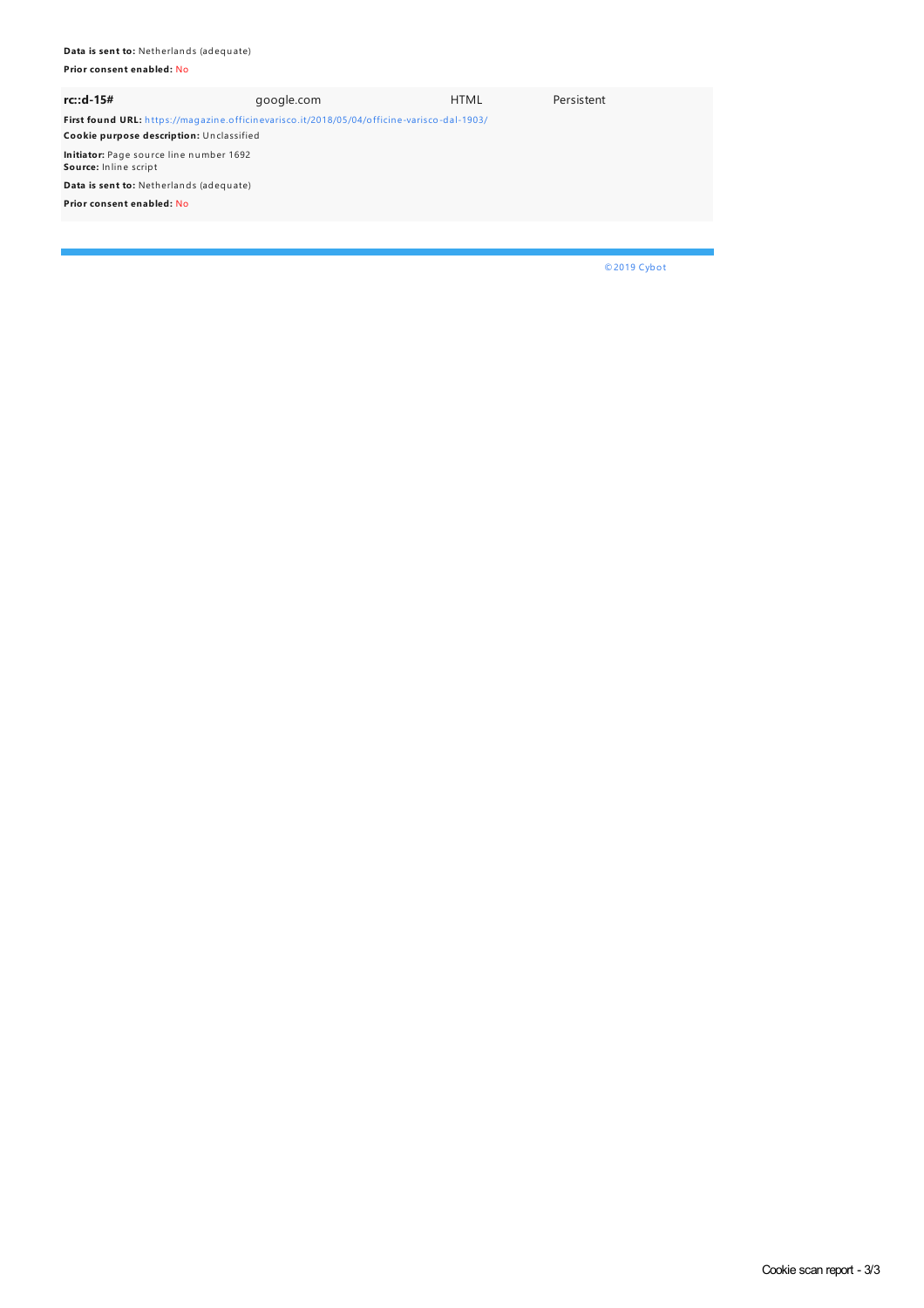**Data is sent to:** Netherlands (adequate)

**Prior consent enabled:** No

| | | | |
|---|---|---|---|
| **rc::d-15#** | google.com | HTML | Persistent |

**First found URL:** https://magazine.officinevarisco.it/2018/05/04/officine-varisco-dal-1903/

**Cookie purpose description:** Unclassified

**Initiator:** Page source line number 1692
**Source:** Inline script

**Data is sent to:** Netherlands (adequate)

**Prior consent enabled:** No

©2019 Cybot